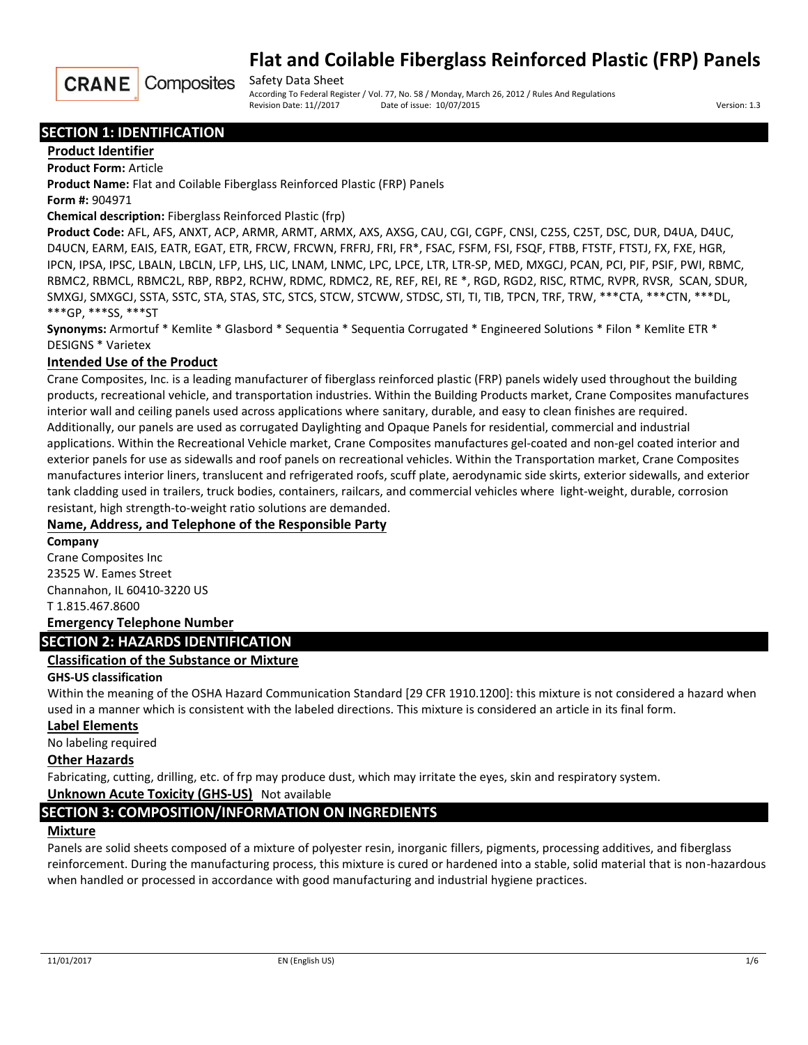# Flat and Coilable Fiberglass Reinforced Plastic (FRP) Panels

CRANE Composites

Safety Data Sheet

According To Federal Register / Vol. 77, No. 58 / Monday, March 26, 2012 / Rules And Regulations

Revision Date: 11//2017 Date of issue: 10/07/2015 Version: 1.3

## SECTION 1: IDENTIFICATION

### Product Identifier

**Product Form:** Article

**Product Name:** Flat and Coilable Fiberglass Reinforced Plastic (FRP) Panels

**Form #:** 904971

**Chemical description:** Fiberglass Reinforced Plastic (frp)

**Product Code:** AFL, AFS, ANXT, ACP, ARMR, ARMT, ARMX, AXS, AXSG, CAU, CGI, CGPF, CNSI, C25S, C25T, DSC, DUR, D4UA, D4UC, D4UCN, EARM, EAIS, EATR, EGAT, ETR, FRCW, FRCWN, FRFRJ, FRI, FR*, FSAC, FSFM, FSI, FSQF, FTBB, FTSTF, FTSTJ, FX, FXE, HGR, IPCN, IPSA, IPSC, LBALN, LBCLN, LFP, LHS, LIC, LNAM, LNMC, LPC, LPCE, LTR, LTR-SP, MED, MXGCJ, PCAN, PCI, PIF, PSIF, PWI, RBMC, RBMC2, RBMCL, RBMC2L, RBP, RBP2, RCHW, RDMC, RDMC2, RE, REF, REI, RE *, RGD, RGD2, RISC, RTMC, RVPR, RVSR, SCAN, SDUR, SMXGJ, SMXGCJ, SSTA, SSTC, STA, STAS, STC, STCS, STCW, STCWW, STDSC, STI, TI, TIB, TPCN, TRF, TRW, ***CTA, ***CTN, ***DL, ***GP, ***SS, ***ST

**Synonyms:** Armortuf * Kemlite * Glasbord * Sequentia * Sequentia Corrugated * Engineered Solutions * Filon * Kemlite ETR * DESIGNS * Varietex

### Intended Use of the Product

Crane Composites, Inc. is a leading manufacturer of fiberglass reinforced plastic (FRP) panels widely used throughout the building products, recreational vehicle, and transportation industries. Within the Building Products market, Crane Composites manufactures interior wall and ceiling panels used across applications where sanitary, durable, and easy to clean finishes are required. Additionally, our panels are used as corrugated Daylighting and Opaque Panels for residential, commercial and industrial applications. Within the Recreational Vehicle market, Crane Composites manufactures gel-coated and non-gel coated interior and exterior panels for use as sidewalls and roof panels on recreational vehicles. Within the Transportation market, Crane Composites manufactures interior liners, translucent and refrigerated roofs, scuff plate, aerodynamic side skirts, exterior sidewalls, and exterior tank cladding used in trailers, truck bodies, containers, railcars, and commercial vehicles where light-weight, durable, corrosion resistant, high strength-to-weight ratio solutions are demanded.

### Name, Address, and Telephone of the Responsible Party

**Company**

Crane Composites Inc
23525 W. Eames Street
Channahon, IL 60410-3220 US
T 1.815.467.8600

### Emergency Telephone Number

## SECTION 2: HAZARDS IDENTIFICATION

### Classification of the Substance or Mixture

**GHS-US classification**

Within the meaning of the OSHA Hazard Communication Standard [29 CFR 1910.1200]: this mixture is not considered a hazard when used in a manner which is consistent with the labeled directions. This mixture is considered an article in its final form.

### Label Elements

No labeling required

### Other Hazards

Fabricating, cutting, drilling, etc. of frp may produce dust, which may irritate the eyes, skin and respiratory system.

### Unknown Acute Toxicity (GHS-US)

Not available

## SECTION 3: COMPOSITION/INFORMATION ON INGREDIENTS

### Mixture

Panels are solid sheets composed of a mixture of polyester resin, inorganic fillers, pigments, processing additives, and fiberglass reinforcement. During the manufacturing process, this mixture is cured or hardened into a stable, solid material that is non-hazardous when handled or processed in accordance with good manufacturing and industrial hygiene practices.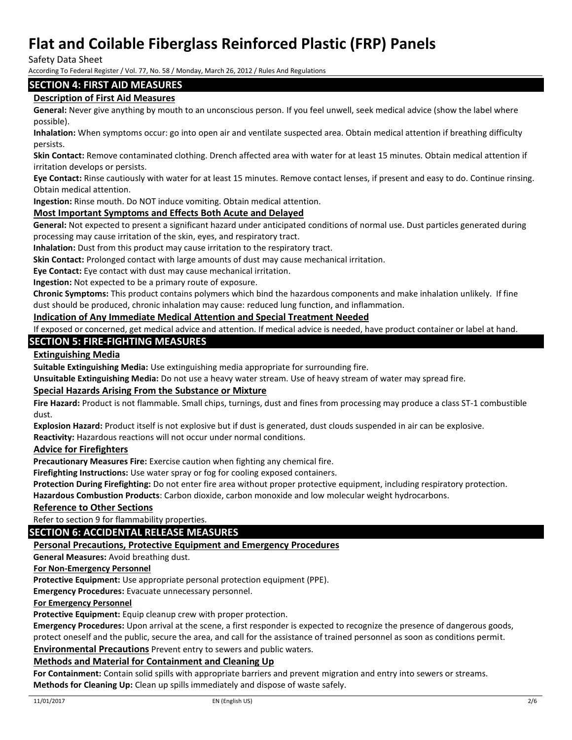## SECTION 4: FIRST AID MEASURES

### Description of First Aid Measures

**General:** Never give anything by mouth to an unconscious person. If you feel unwell, seek medical advice (show the label where possible).

**Inhalation:** When symptoms occur: go into open air and ventilate suspected area. Obtain medical attention if breathing difficulty persists.

**Skin Contact:** Remove contaminated clothing. Drench affected area with water for at least 15 minutes. Obtain medical attention if irritation develops or persists.

**Eye Contact:** Rinse cautiously with water for at least 15 minutes. Remove contact lenses, if present and easy to do. Continue rinsing. Obtain medical attention.

**Ingestion:** Rinse mouth. Do NOT induce vomiting. Obtain medical attention.

### Most Important Symptoms and Effects Both Acute and Delayed

**General:** Not expected to present a significant hazard under anticipated conditions of normal use. Dust particles generated during processing may cause irritation of the skin, eyes, and respiratory tract.

**Inhalation:** Dust from this product may cause irritation to the respiratory tract.

**Skin Contact:** Prolonged contact with large amounts of dust may cause mechanical irritation.

**Eye Contact:** Eye contact with dust may cause mechanical irritation.

**Ingestion:** Not expected to be a primary route of exposure.

**Chronic Symptoms:** This product contains polymers which bind the hazardous components and make inhalation unlikely. If fine dust should be produced, chronic inhalation may cause: reduced lung function, and inflammation.

### Indication of Any Immediate Medical Attention and Special Treatment Needed

If exposed or concerned, get medical advice and attention. If medical advice is needed, have product container or label at hand.

## SECTION 5: FIRE-FIGHTING MEASURES

### Extinguishing Media

**Suitable Extinguishing Media:** Use extinguishing media appropriate for surrounding fire.

**Unsuitable Extinguishing Media:** Do not use a heavy water stream. Use of heavy stream of water may spread fire.

### Special Hazards Arising From the Substance or Mixture

**Fire Hazard:** Product is not flammable. Small chips, turnings, dust and fines from processing may produce a class ST-1 combustible dust.

**Explosion Hazard:** Product itself is not explosive but if dust is generated, dust clouds suspended in air can be explosive.

**Reactivity:** Hazardous reactions will not occur under normal conditions.

### Advice for Firefighters

**Precautionary Measures Fire:** Exercise caution when fighting any chemical fire.

**Firefighting Instructions:** Use water spray or fog for cooling exposed containers.

**Protection During Firefighting:** Do not enter fire area without proper protective equipment, including respiratory protection.

**Hazardous Combustion Products**: Carbon dioxide, carbon monoxide and low molecular weight hydrocarbons.

### Reference to Other Sections

Refer to section 9 for flammability properties.

## SECTION 6: ACCIDENTAL RELEASE MEASURES

### Personal Precautions, Protective Equipment and Emergency Procedures

**General Measures:** Avoid breathing dust.

**For Non-Emergency Personnel**

**Protective Equipment:** Use appropriate personal protection equipment (PPE).

**Emergency Procedures:** Evacuate unnecessary personnel.

**For Emergency Personnel**

**Protective Equipment:** Equip cleanup crew with proper protection.

**Emergency Procedures:** Upon arrival at the scene, a first responder is expected to recognize the presence of dangerous goods, protect oneself and the public, secure the area, and call for the assistance of trained personnel as soon as conditions permit.

**Environmental Precautions** Prevent entry to sewers and public waters.

### Methods and Material for Containment and Cleaning Up

**For Containment:** Contain solid spills with appropriate barriers and prevent migration and entry into sewers or streams.

**Methods for Cleaning Up:** Clean up spills immediately and dispose of waste safely.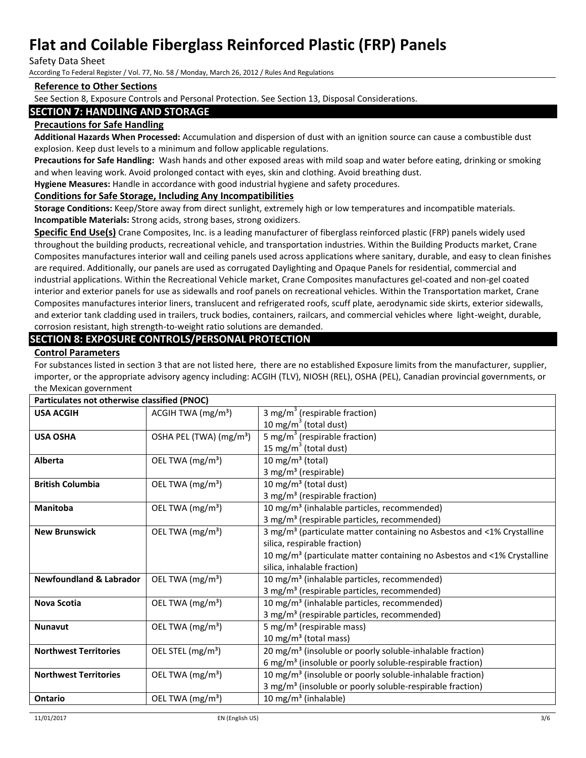### Reference to Other Sections

See Section 8, Exposure Controls and Personal Protection. See Section 13, Disposal Considerations.

## SECTION 7: HANDLING AND STORAGE

### Precautions for Safe Handling

**Additional Hazards When Processed:** Accumulation and dispersion of dust with an ignition source can cause a combustible dust explosion. Keep dust levels to a minimum and follow applicable regulations.

**Precautions for Safe Handling:** Wash hands and other exposed areas with mild soap and water before eating, drinking or smoking and when leaving work. Avoid prolonged contact with eyes, skin and clothing. Avoid breathing dust.

**Hygiene Measures:** Handle in accordance with good industrial hygiene and safety procedures.

### Conditions for Safe Storage, Including Any Incompatibilities

**Storage Conditions:** Keep/Store away from direct sunlight, extremely high or low temperatures and incompatible materials.

**Incompatible Materials:** Strong acids, strong bases, strong oxidizers.

**Specific End Use(s)** Crane Composites, Inc. is a leading manufacturer of fiberglass reinforced plastic (FRP) panels widely used throughout the building products, recreational vehicle, and transportation industries. Within the Building Products market, Crane Composites manufactures interior wall and ceiling panels used across applications where sanitary, durable, and easy to clean finishes are required. Additionally, our panels are used as corrugated Daylighting and Opaque Panels for residential, commercial and industrial applications. Within the Recreational Vehicle market, Crane Composites manufactures gel-coated and non-gel coated interior and exterior panels for use as sidewalls and roof panels on recreational vehicles. Within the Transportation market, Crane Composites manufactures interior liners, translucent and refrigerated roofs, scuff plate, aerodynamic side skirts, exterior sidewalls, and exterior tank cladding used in trailers, truck bodies, containers, railcars, and commercial vehicles where light-weight, durable, corrosion resistant, high strength-to-weight ratio solutions are demanded.

## SECTION 8: EXPOSURE CONTROLS/PERSONAL PROTECTION

### Control Parameters

For substances listed in section 3 that are not listed here, there are no established Exposure limits from the manufacturer, supplier, importer, or the appropriate advisory agency including: ACGIH (TLV), NIOSH (REL), OSHA (PEL), Canadian provincial governments, or the Mexican government

| **Particulates not otherwise classified (PNOC)** | | |
|---|---|---|
| **USA ACGIH** | ACGIH TWA (mg/m³) | 3 mg/m³ (respirable fraction)<br>10 mg/m³ (total dust) |
| **USA OSHA** | OSHA PEL (TWA) (mg/m³) | 5 mg/m³ (respirable fraction)<br>15 mg/m³ (total dust) |
| **Alberta** | OEL TWA (mg/m³) | 10 mg/m³ (total)<br>3 mg/m³ (respirable) |
| **British Columbia** | OEL TWA (mg/m³) | 10 mg/m³ (total dust)<br>3 mg/m³ (respirable fraction) |
| **Manitoba** | OEL TWA (mg/m³) | 10 mg/m³ (inhalable particles, recommended)<br>3 mg/m³ (respirable particles, recommended) |
| **New Brunswick** | OEL TWA (mg/m³) | 3 mg/m³ (particulate matter containing no Asbestos and <1% Crystalline silica, respirable fraction)<br>10 mg/m³ (particulate matter containing no Asbestos and <1% Crystalline silica, inhalable fraction) |
| **Newfoundland & Labrador** | OEL TWA (mg/m³) | 10 mg/m³ (inhalable particles, recommended)<br>3 mg/m³ (respirable particles, recommended) |
| **Nova Scotia** | OEL TWA (mg/m³) | 10 mg/m³ (inhalable particles, recommended)<br>3 mg/m³ (respirable particles, recommended) |
| **Nunavut** | OEL TWA (mg/m³) | 5 mg/m³ (respirable mass)<br>10 mg/m³ (total mass) |
| **Northwest Territories** | OEL STEL (mg/m³) | 20 mg/m³ (insoluble or poorly soluble-inhalable fraction)<br>6 mg/m³ (insoluble or poorly soluble-respirable fraction) |
| **Northwest Territories** | OEL TWA (mg/m³) | 10 mg/m³ (insoluble or poorly soluble-inhalable fraction)<br>3 mg/m³ (insoluble or poorly soluble-respirable fraction) |
| **Ontario** | OEL TWA (mg/m³) | 10 mg/m³ (inhalable) |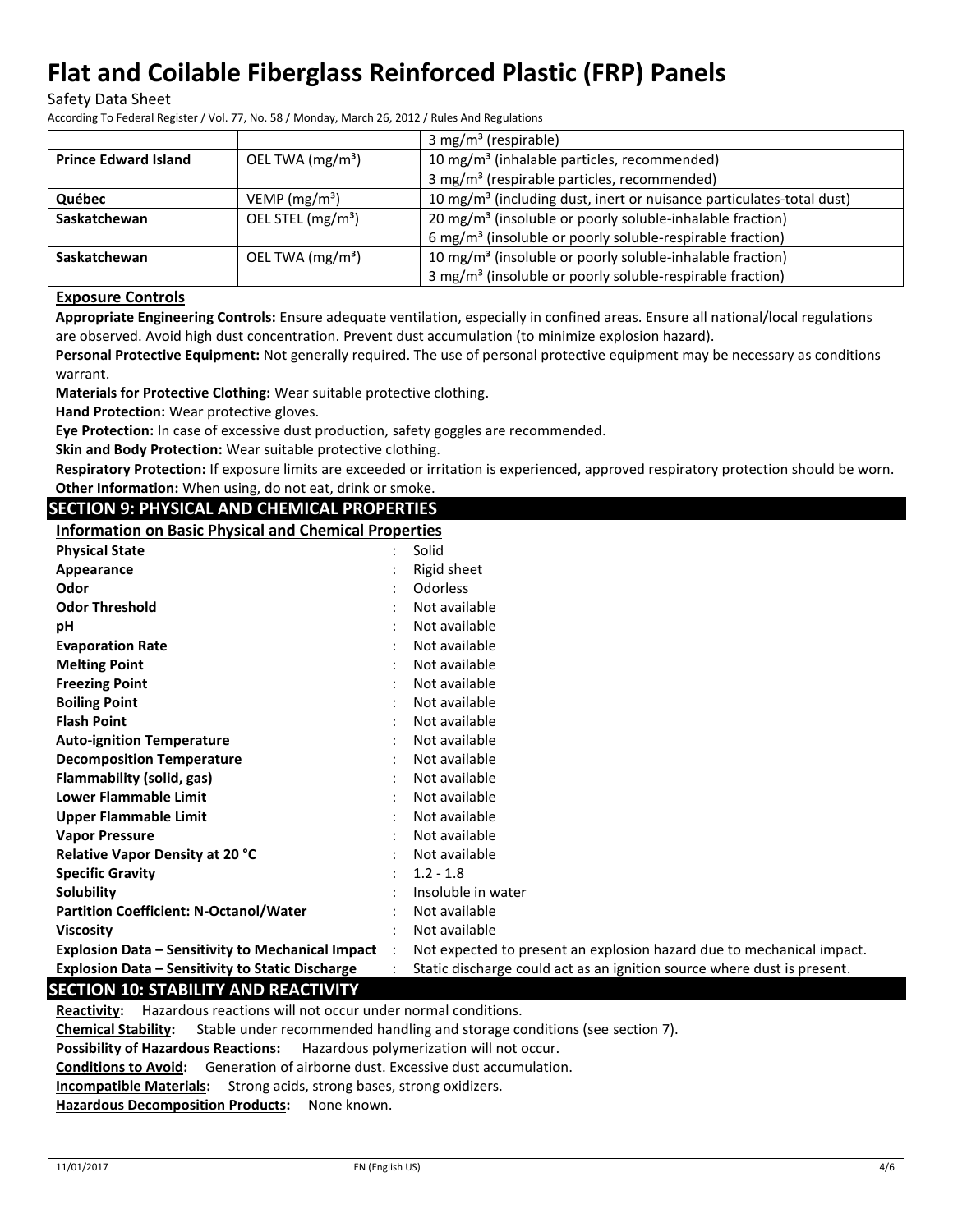| | | |
|---|---|---|
| | | 3 mg/m³ (respirable) |
| **Prince Edward Island** | OEL TWA (mg/m³) | 10 mg/m³ (inhalable particles, recommended)<br>3 mg/m³ (respirable particles, recommended) |
| **Québec** | VEMP (mg/m³) | 10 mg/m³ (including dust, inert or nuisance particulates-total dust) |
| **Saskatchewan** | OEL STEL (mg/m³) | 20 mg/m³ (insoluble or poorly soluble-inhalable fraction)<br>6 mg/m³ (insoluble or poorly soluble-respirable fraction) |
| **Saskatchewan** | OEL TWA (mg/m³) | 10 mg/m³ (insoluble or poorly soluble-inhalable fraction)<br>3 mg/m³ (insoluble or poorly soluble-respirable fraction) |

### Exposure Controls

**Appropriate Engineering Controls:** Ensure adequate ventilation, especially in confined areas. Ensure all national/local regulations are observed. Avoid high dust concentration. Prevent dust accumulation (to minimize explosion hazard).

**Personal Protective Equipment:** Not generally required. The use of personal protective equipment may be necessary as conditions warrant.

**Materials for Protective Clothing:** Wear suitable protective clothing.

**Hand Protection:** Wear protective gloves.

**Eye Protection:** In case of excessive dust production, safety goggles are recommended.

**Skin and Body Protection:** Wear suitable protective clothing.

**Respiratory Protection:** If exposure limits are exceeded or irritation is experienced, approved respiratory protection should be worn.

**Other Information:** When using, do not eat, drink or smoke.

## SECTION 9: PHYSICAL AND CHEMICAL PROPERTIES

### Information on Basic Physical and Chemical Properties

| | |
|---|---|
| **Physical State** | : Solid |
| **Appearance** | : Rigid sheet |
| **Odor** | : Odorless |
| **Odor Threshold** | : Not available |
| **pH** | : Not available |
| **Evaporation Rate** | : Not available |
| **Melting Point** | : Not available |
| **Freezing Point** | : Not available |
| **Boiling Point** | : Not available |
| **Flash Point** | : Not available |
| **Auto-ignition Temperature** | : Not available |
| **Decomposition Temperature** | : Not available |
| **Flammability (solid, gas)** | : Not available |
| **Lower Flammable Limit** | : Not available |
| **Upper Flammable Limit** | : Not available |
| **Vapor Pressure** | : Not available |
| **Relative Vapor Density at 20 °C** | : Not available |
| **Specific Gravity** | : 1.2 - 1.8 |
| **Solubility** | : Insoluble in water |
| **Partition Coefficient: N-Octanol/Water** | : Not available |
| **Viscosity** | : Not available |
| **Explosion Data – Sensitivity to Mechanical Impact** | : Not expected to present an explosion hazard due to mechanical impact. |
| **Explosion Data – Sensitivity to Static Discharge** | : Static discharge could act as an ignition source where dust is present. |

## SECTION 10: STABILITY AND REACTIVITY

**Reactivity:** Hazardous reactions will not occur under normal conditions.

**Chemical Stability:** Stable under recommended handling and storage conditions (see section 7).

**Possibility of Hazardous Reactions:** Hazardous polymerization will not occur.

**Conditions to Avoid:** Generation of airborne dust. Excessive dust accumulation.

**Incompatible Materials:** Strong acids, strong bases, strong oxidizers.

**Hazardous Decomposition Products:** None known.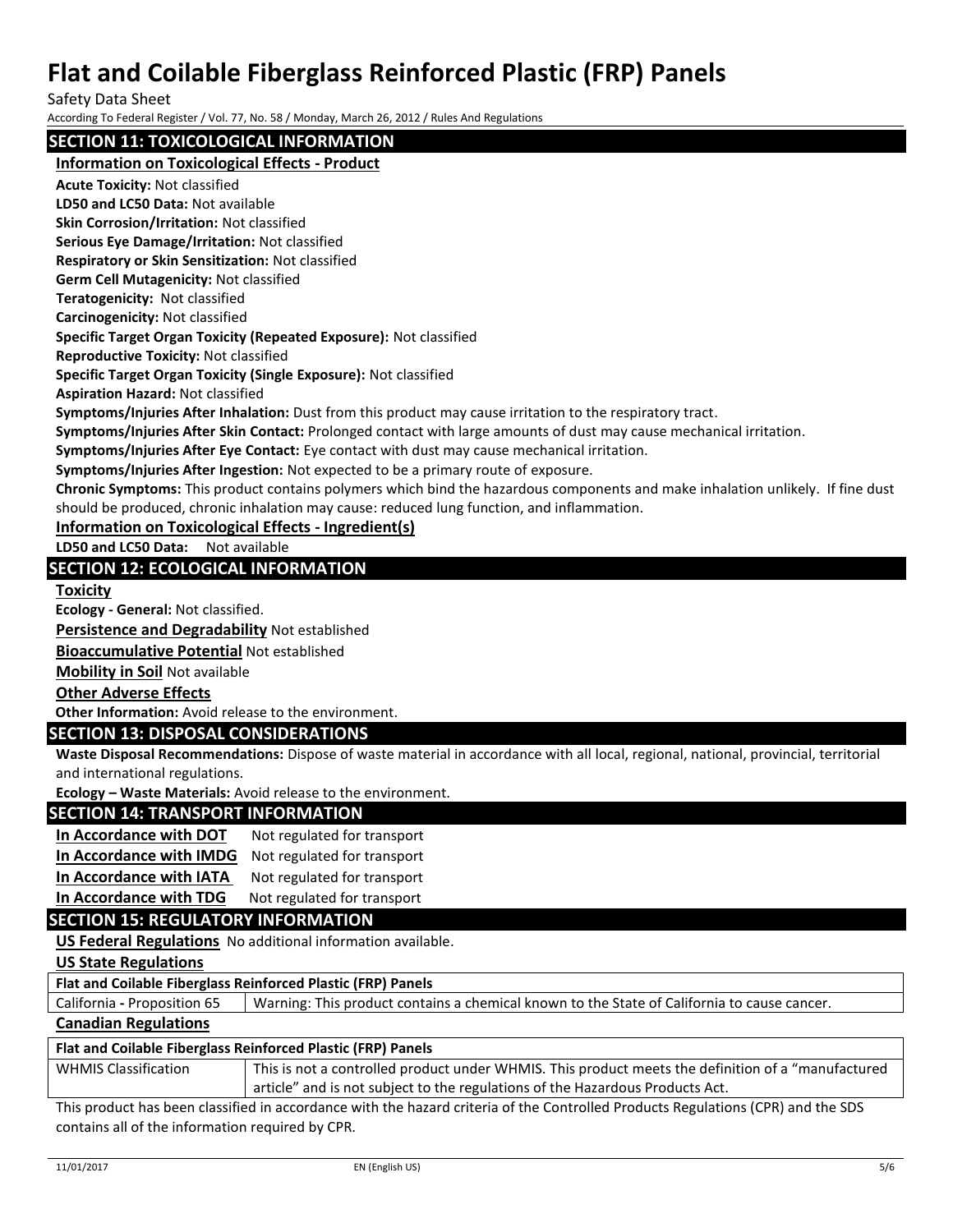## SECTION 11: TOXICOLOGICAL INFORMATION

### Information on Toxicological Effects - Product

**Acute Toxicity:** Not classified

**LD50 and LC50 Data:** Not available

**Skin Corrosion/Irritation:** Not classified

**Serious Eye Damage/Irritation:** Not classified

**Respiratory or Skin Sensitization:** Not classified

**Germ Cell Mutagenicity:** Not classified

**Teratogenicity:** Not classified

**Carcinogenicity:** Not classified

**Specific Target Organ Toxicity (Repeated Exposure):** Not classified

**Reproductive Toxicity:** Not classified

**Specific Target Organ Toxicity (Single Exposure):** Not classified

**Aspiration Hazard:** Not classified

**Symptoms/Injuries After Inhalation:** Dust from this product may cause irritation to the respiratory tract.

**Symptoms/Injuries After Skin Contact:** Prolonged contact with large amounts of dust may cause mechanical irritation.

**Symptoms/Injuries After Eye Contact:** Eye contact with dust may cause mechanical irritation.

**Symptoms/Injuries After Ingestion:** Not expected to be a primary route of exposure.

**Chronic Symptoms:** This product contains polymers which bind the hazardous components and make inhalation unlikely. If fine dust should be produced, chronic inhalation may cause: reduced lung function, and inflammation.

### Information on Toxicological Effects - Ingredient(s)

**LD50 and LC50 Data:** Not available

## SECTION 12: ECOLOGICAL INFORMATION

### Toxicity

**Ecology - General:** Not classified.

**Persistence and Degradability** Not established

**Bioaccumulative Potential** Not established

**Mobility in Soil** Not available

### Other Adverse Effects

**Other Information:** Avoid release to the environment.

## SECTION 13: DISPOSAL CONSIDERATIONS

**Waste Disposal Recommendations:** Dispose of waste material in accordance with all local, regional, national, provincial, territorial and international regulations.

**Ecology – Waste Materials:** Avoid release to the environment.

## SECTION 14: TRANSPORT INFORMATION

**In Accordance with DOT** Not regulated for transport

**In Accordance with IMDG** Not regulated for transport

**In Accordance with IATA** Not regulated for transport

**In Accordance with TDG** Not regulated for transport

## SECTION 15: REGULATORY INFORMATION

**US Federal Regulations** No additional information available.

### US State Regulations

| Flat and Coilable Fiberglass Reinforced Plastic (FRP) Panels | |
|---|---|
| California - Proposition 65 | Warning: This product contains a chemical known to the State of California to cause cancer. |

### Canadian Regulations

| Flat and Coilable Fiberglass Reinforced Plastic (FRP) Panels | |
|---|---|
| WHMIS Classification | This is not a controlled product under WHMIS. This product meets the definition of a "manufactured article" and is not subject to the regulations of the Hazardous Products Act. |

This product has been classified in accordance with the hazard criteria of the Controlled Products Regulations (CPR) and the SDS contains all of the information required by CPR.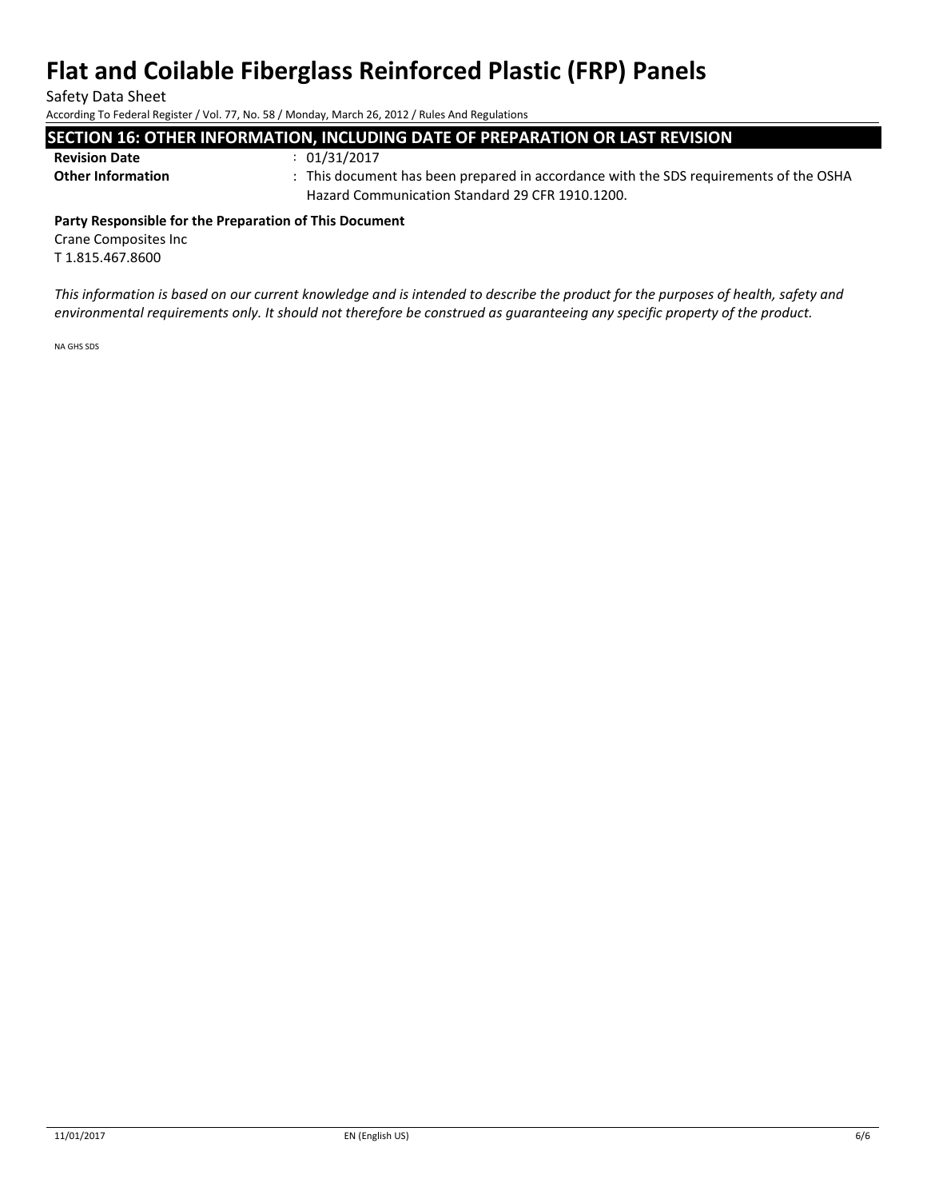## SECTION 16: OTHER INFORMATION, INCLUDING DATE OF PREPARATION OR LAST REVISION

**Revision Date** : 01/31/2017

**Other Information** : This document has been prepared in accordance with the SDS requirements of the OSHA Hazard Communication Standard 29 CFR 1910.1200.

**Party Responsible for the Preparation of This Document**

Crane Composites Inc
T 1.815.467.8600

*This information is based on our current knowledge and is intended to describe the product for the purposes of health, safety and environmental requirements only. It should not therefore be construed as guaranteeing any specific property of the product.*

NA GHS SDS